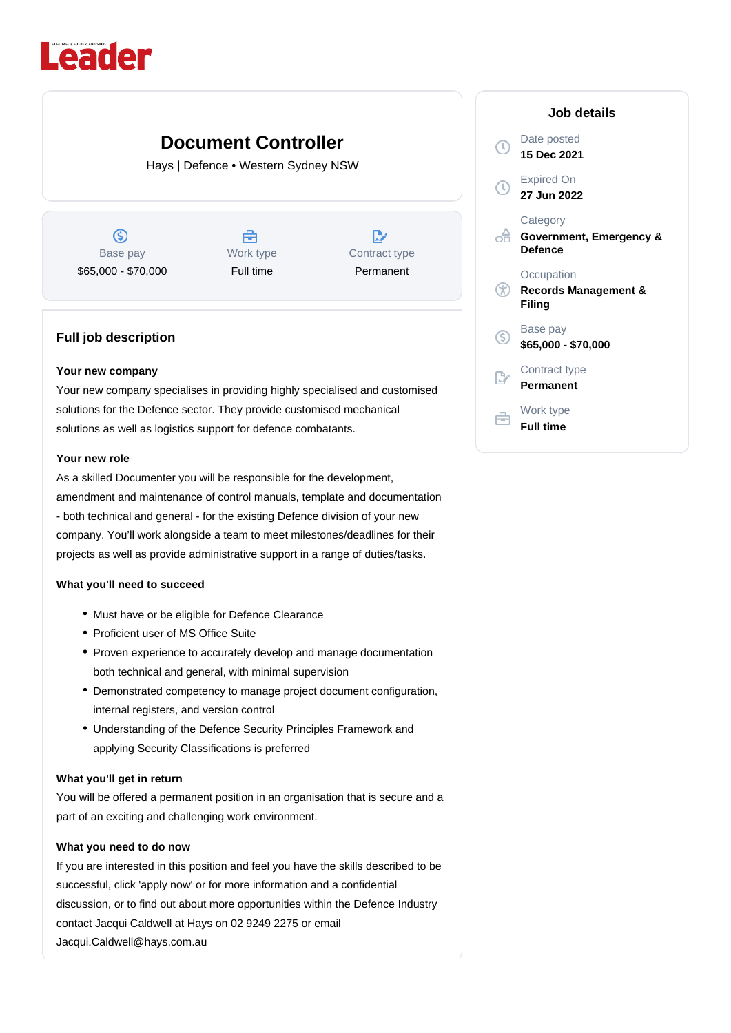Leader

# Document Controller

Hays | Defence • Western Sydney NSW

| Base pay | Work type | Contract type |
| --- | --- | --- |
| $65,000 - $70,000 | Full time | Permanent |

## Full job description

**Your new company**

Your new company specialises in providing highly specialised and customised solutions for the Defence sector. They provide customised mechanical solutions as well as logistics support for defence combatants.

**Your new role**

As a skilled Documenter you will be responsible for the development, amendment and maintenance of control manuals, template and documentation - both technical and general - for the existing Defence division of your new company. You'll work alongside a team to meet milestones/deadlines for their projects as well as provide administrative support in a range of duties/tasks.

**What you'll need to succeed**

- Must have or be eligible for Defence Clearance
- Proficient user of MS Office Suite
- Proven experience to accurately develop and manage documentation both technical and general, with minimal supervision
- Demonstrated competency to manage project document configuration, internal registers, and version control
- Understanding of the Defence Security Principles Framework and applying Security Classifications is preferred

**What you'll get in return**

You will be offered a permanent position in an organisation that is secure and a part of an exciting and challenging work environment.

**What you need to do now**

If you are interested in this position and feel you have the skills described to be successful, click 'apply now' or for more information and a confidential discussion, or to find out about more opportunities within the Defence Industry contact Jacqui Caldwell at Hays on 02 9249 2275 or email Jacqui.Caldwell@hays.com.au

## Job details

Date posted
**15 Dec 2021**

Expired On
**27 Jun 2022**

Category
**Government, Emergency & Defence**

Occupation
**Records Management & Filing**

Base pay
**$65,000 - $70,000**

Contract type
**Permanent**

Work type
**Full time**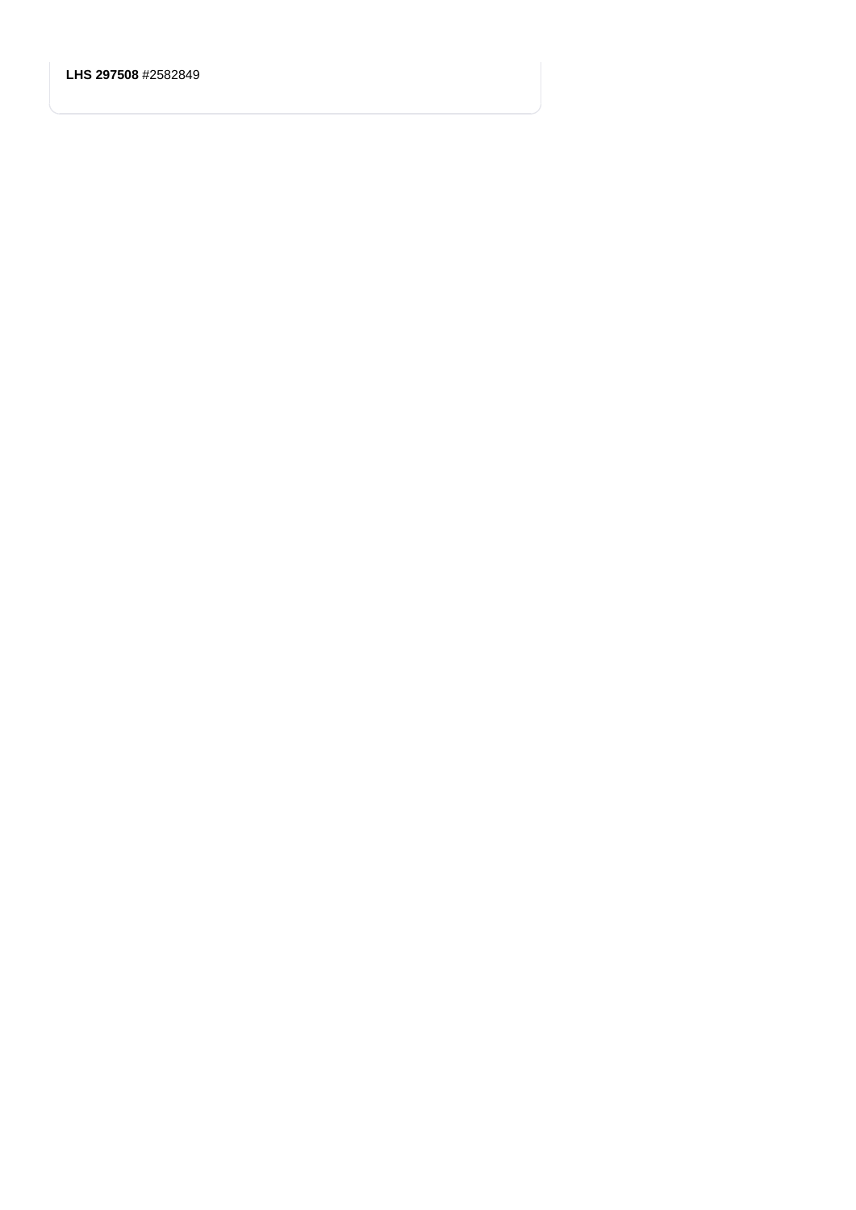**LHS 297508** #2582849